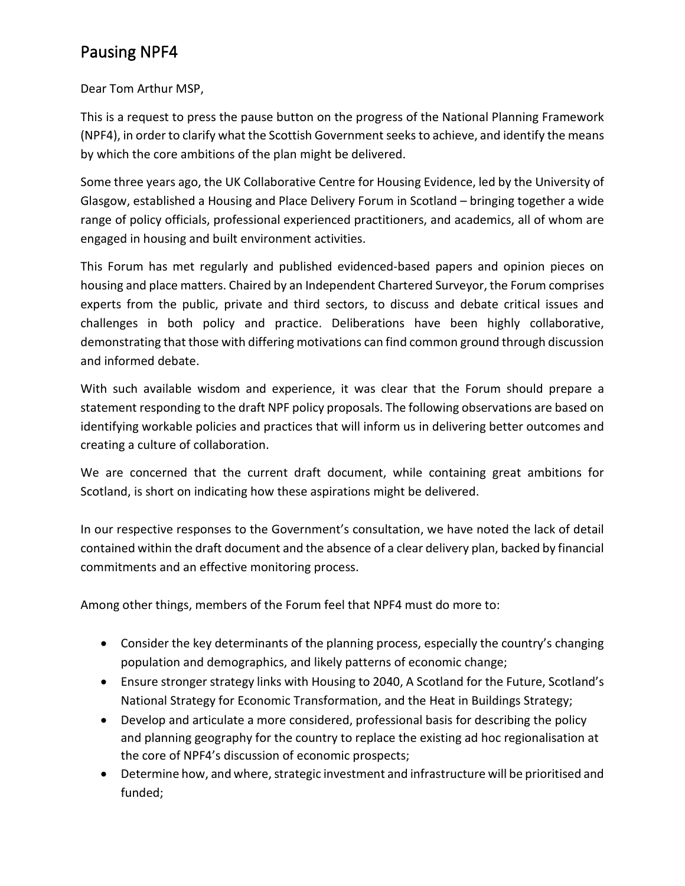# Pausing NPF4

Dear Tom Arthur MSP,

This is a request to press the pause button on the progress of the National Planning Framework (NPF4), in order to clarify what the Scottish Government seeks to achieve, and identify the means by which the core ambitions of the plan might be delivered.

Some three years ago, the UK Collaborative Centre for Housing Evidence, led by the University of Glasgow, established a Housing and Place Delivery Forum in Scotland – bringing together a wide range of policy officials, professional experienced practitioners, and academics, all of whom are engaged in housing and built environment activities.

This Forum has met regularly and published evidenced-based papers and opinion pieces on housing and place matters. Chaired by an Independent Chartered Surveyor, the Forum comprises experts from the public, private and third sectors, to discuss and debate critical issues and challenges in both policy and practice. Deliberations have been highly collaborative, demonstrating that those with differing motivations can find common ground through discussion and informed debate.

With such available wisdom and experience, it was clear that the Forum should prepare a statement responding to the draft NPF policy proposals. The following observations are based on identifying workable policies and practices that will inform us in delivering better outcomes and creating a culture of collaboration.

We are concerned that the current draft document, while containing great ambitions for Scotland, is short on indicating how these aspirations might be delivered.

In our respective responses to the Government's consultation, we have noted the lack of detail contained within the draft document and the absence of a clear delivery plan, backed by financial commitments and an effective monitoring process.

Among other things, members of the Forum feel that NPF4 must do more to:

- Consider the key determinants of the planning process, especially the country's changing population and demographics, and likely patterns of economic change;
- Ensure stronger strategy links with Housing to 2040, A Scotland for the Future, Scotland's National Strategy for Economic Transformation, and the Heat in Buildings Strategy;
- Develop and articulate a more considered, professional basis for describing the policy and planning geography for the country to replace the existing ad hoc regionalisation at the core of NPF4's discussion of economic prospects;
- Determine how, and where, strategic investment and infrastructure will be prioritised and funded;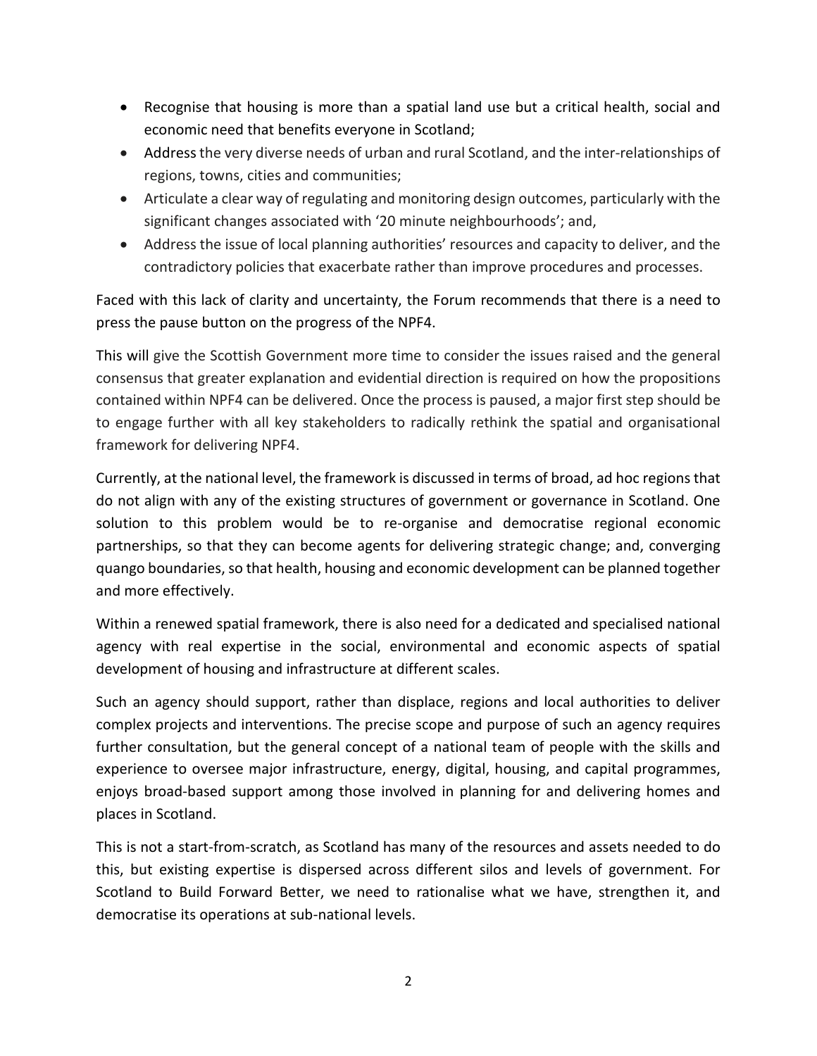- Recognise that housing is more than a spatial land use but a critical health, social and economic need that benefits everyone in Scotland;
- Address the very diverse needs of urban and rural Scotland, and the inter-relationships of regions, towns, cities and communities;
- Articulate a clear way of regulating and monitoring design outcomes, particularly with the significant changes associated with '20 minute neighbourhoods'; and,
- Address the issue of local planning authorities' resources and capacity to deliver, and the contradictory policies that exacerbate rather than improve procedures and processes.

Faced with this lack of clarity and uncertainty, the Forum recommends that there is a need to press the pause button on the progress of the NPF4.

This will give the Scottish Government more time to consider the issues raised and the general consensus that greater explanation and evidential direction is required on how the propositions contained within NPF4 can be delivered. Once the process is paused, a major first step should be to engage further with all key stakeholders to radically rethink the spatial and organisational framework for delivering NPF4.

Currently, at the national level, the framework is discussed in terms of broad, ad hoc regions that do not align with any of the existing structures of government or governance in Scotland. One solution to this problem would be to re-organise and democratise regional economic partnerships, so that they can become agents for delivering strategic change; and, converging quango boundaries, so that health, housing and economic development can be planned together and more effectively.

Within a renewed spatial framework, there is also need for a dedicated and specialised national agency with real expertise in the social, environmental and economic aspects of spatial development of housing and infrastructure at different scales.

Such an agency should support, rather than displace, regions and local authorities to deliver complex projects and interventions. The precise scope and purpose of such an agency requires further consultation, but the general concept of a national team of people with the skills and experience to oversee major infrastructure, energy, digital, housing, and capital programmes, enjoys broad-based support among those involved in planning for and delivering homes and places in Scotland.

This is not a start-from-scratch, as Scotland has many of the resources and assets needed to do this, but existing expertise is dispersed across different silos and levels of government. For Scotland to Build Forward Better, we need to rationalise what we have, strengthen it, and democratise its operations at sub-national levels.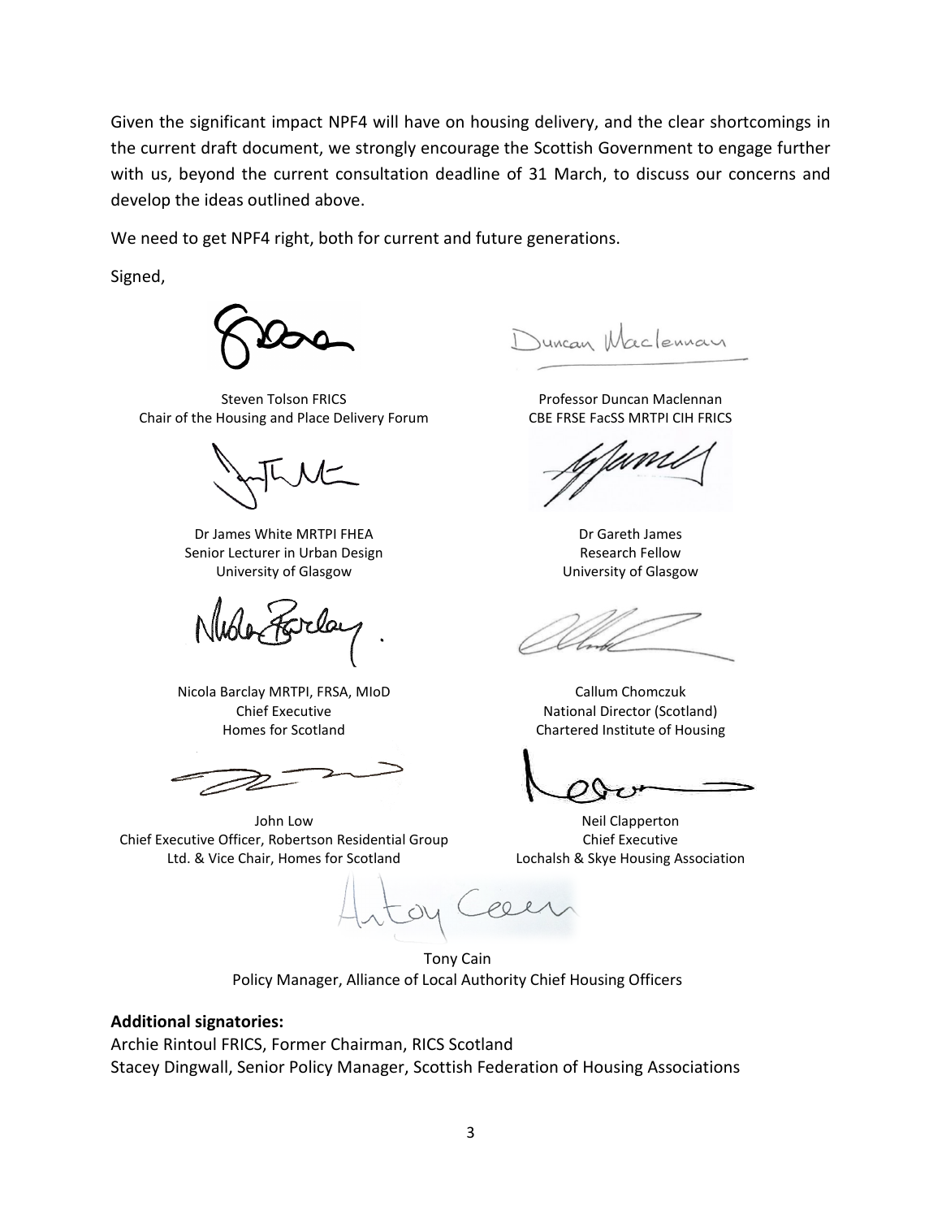Given the significant impact NPF4 will have on housing delivery, and the clear shortcomings in the current draft document, we strongly encourage the Scottish Government to engage further with us, beyond the current consultation deadline of 31 March, to discuss our concerns and develop the ideas outlined above.

We need to get NPF4 right, both for current and future generations.

Signed,

Steven Tolson FRICS
Chair of the Housing and Place Delivery Forum

Professor Duncan Maclennan
CBE FRSE FacSS MRTPI CIH FRICS

Dr James White MRTPI FHEA
Senior Lecturer in Urban Design
University of Glasgow

Dr Gareth James
Research Fellow
University of Glasgow

Nicola Barclay MRTPI, FRSA, MIoD
Chief Executive
Homes for Scotland

Callum Chomczuk
National Director (Scotland)
Chartered Institute of Housing

John Low
Chief Executive Officer, Robertson Residential Group Ltd. & Vice Chair, Homes for Scotland

Neil Clapperton
Chief Executive
Lochalsh & Skye Housing Association

Tony Cain
Policy Manager, Alliance of Local Authority Chief Housing Officers

**Additional signatories:**

Archie Rintoul FRICS, Former Chairman, RICS Scotland
Stacey Dingwall, Senior Policy Manager, Scottish Federation of Housing Associations